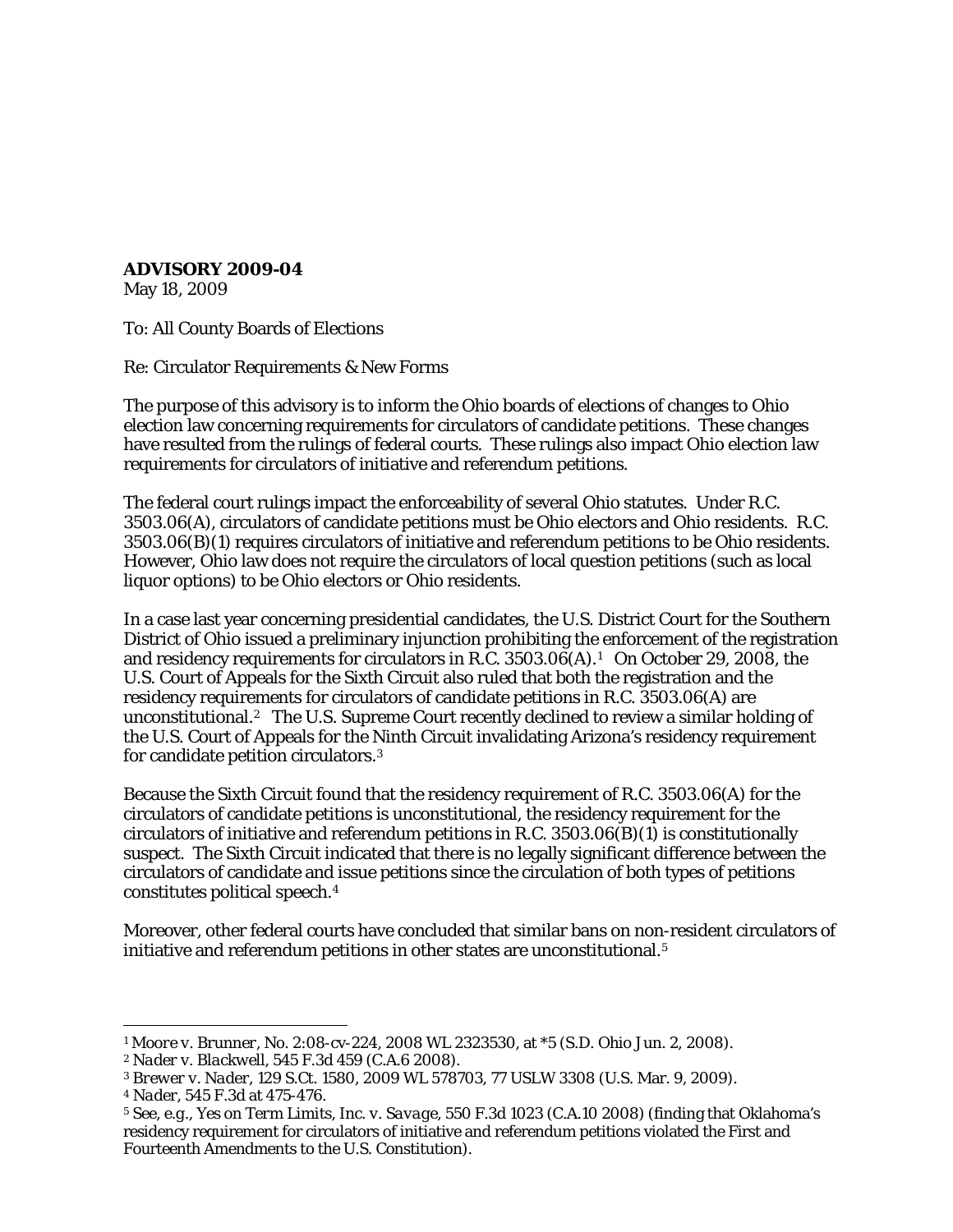**ADVISORY 2009-04**

May 18, 2009

To: All County Boards of Elections

Re: Circulator Requirements & New Forms

The purpose of this advisory is to inform the Ohio boards of elections of changes to Ohio election law concerning requirements for circulators of candidate petitions. These changes have resulted from the rulings of federal courts. These rulings also impact Ohio election law requirements for circulators of initiative and referendum petitions.

The federal court rulings impact the enforceability of several Ohio statutes. Under R.C. 3503.06(A), circulators of candidate petitions must be Ohio electors and Ohio residents. R.C. 3503.06(B)(1) requires circulators of initiative and referendum petitions to be Ohio residents. However, Ohio law does not require the circulators of local question petitions (such as local liquor options) to be Ohio electors or Ohio residents.

In a case last year concerning presidential candidates, the U.S. District Court for the Southern District of Ohio issued a preliminary injunction prohibiting the enforcement of the registration and residency requirements for circulators in R.C. 3503.06(A).[1] On October 29, 2008, the U.S. Court of Appeals for the Sixth Circuit also ruled that both the registration and the residency requirements for circulators of candidate petitions in R.C. 3503.06(A) are unconstitutional.[2] The U.S. Supreme Court recently declined to review a similar holding of the U.S. Court of Appeals for the Ninth Circuit invalidating Arizona's residency requirement for candidate petition circulators.[3]

Because the Sixth Circuit found that the residency requirement of R.C. 3503.06(A) for the circulators of candidate petitions is unconstitutional, the residency requirement for the circulators of initiative and referendum petitions in R.C. 3503.06(B)(1) is constitutionally suspect. The Sixth Circuit indicated that there is no legally significant difference between the circulators of candidate and issue petitions since the circulation of both types of petitions constitutes political speech.[4]

Moreover, other federal courts have concluded that similar bans on non-resident circulators of initiative and referendum petitions in other states are unconstitutional.[5]

---

[1] *Moore v. Brunner*, No. 2:08-cv-224, 2008 WL 2323530, at *5 (S.D. Ohio Jun. 2, 2008).

[2] *Nader v. Blackwell*, 545 F.3d 459 (C.A.6 2008).

[3] *Brewer v. Nader*, 129 S.Ct. 1580, 2009 WL 578703, 77 USLW 3308 (U.S. Mar. 9, 2009).

[4] *Nader*, 545 F.3d at 475-476.

[5] See, e.g., *Yes on Term Limits, Inc. v. Savage*, 550 F.3d 1023 (C.A.10 2008) (finding that Oklahoma's residency requirement for circulators of initiative and referendum petitions violated the First and Fourteenth Amendments to the U.S. Constitution).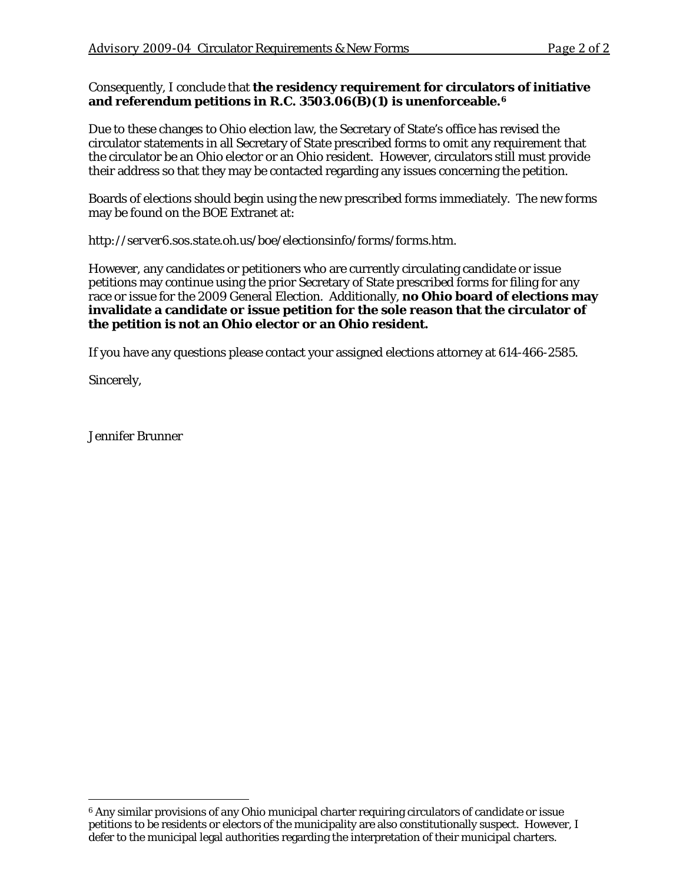Consequently, I conclude that **the residency requirement for circulators of initiative and referendum petitions in R.C. 3503.06(B)(1) is unenforceable.**[6]

Due to these changes to Ohio election law, the Secretary of State's office has revised the circulator statements in all Secretary of State prescribed forms to omit any requirement that the circulator be an Ohio elector or an Ohio resident. However, circulators still must provide their address so that they may be contacted regarding any issues concerning the petition.

Boards of elections should begin using the new prescribed forms immediately. The new forms may be found on the BOE Extranet at:

http://server6.sos.state.oh.us/boe/electionsinfo/forms/forms.htm.

However, any candidates or petitioners who are currently circulating candidate or issue petitions may continue using the prior Secretary of State prescribed forms for filing for any race or issue for the 2009 General Election. Additionally, **no Ohio board of elections may invalidate a candidate or issue petition for the sole reason that the circulator of the petition is not an Ohio elector or an Ohio resident.**

If you have any questions please contact your assigned elections attorney at 614-466-2585.

Sincerely,

Jennifer Brunner

[6] Any similar provisions of any Ohio municipal charter requiring circulators of candidate or issue petitions to be residents or electors of the municipality are also constitutionally suspect. However, I defer to the municipal legal authorities regarding the interpretation of their municipal charters.